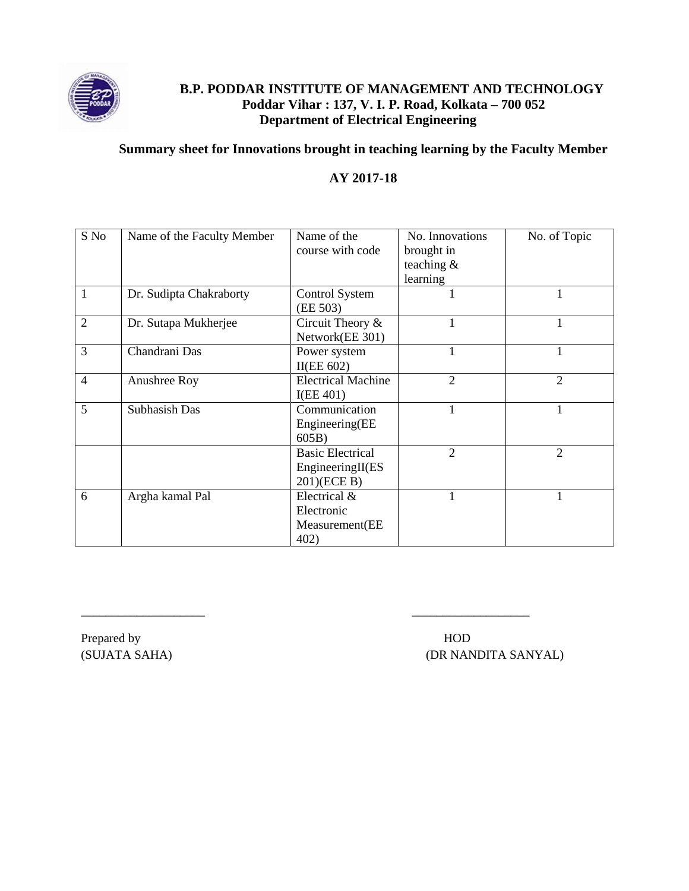# B.P. PODDAR INSTITUTE OF MANAGEMENT AND TECHNOLOGY

**Poddar Vihar : 137, V. I. P. Road, Kolkata – 700 052**

**Department of Electrical Engineering**

## Summary sheet for Innovations brought in teaching learning by the Faculty Member

## AY 2017-18

| S No | Name of the Faculty Member | Name of the course with code | No. Innovations brought in teaching & learning | No. of Topic |
|---|---|---|---|---|
| 1 | Dr. Sudipta Chakraborty | Control System (EE 503) | 1 | 1 |
| 2 | Dr. Sutapa Mukherjee | Circuit Theory & Network(EE 301) | 1 | 1 |
| 3 | Chandrani Das | Power system II(EE 602) | 1 | 1 |
| 4 | Anushree Roy | Electrical Machine I(EE 401) | 2 | 2 |
| 5 | Subhasish Das | Communication Engineering(EE 605B) | 1 | 1 |
| | | Basic Electrical EngineeringII(ES 201)(ECE B) | 2 | 2 |
| 6 | Argha kamal Pal | Electrical & Electronic Measurement(EE 402) | 1 | 1 |

\_\_\_\_\_\_\_\_\_\_\_\_\_\_\_\_\_\_\_\_ \_\_\_\_\_\_\_\_\_\_\_\_\_\_\_\_\_\_\_\_

Prepared by
(SUJATA SAHA)

HOD
(DR NANDITA SANYAL)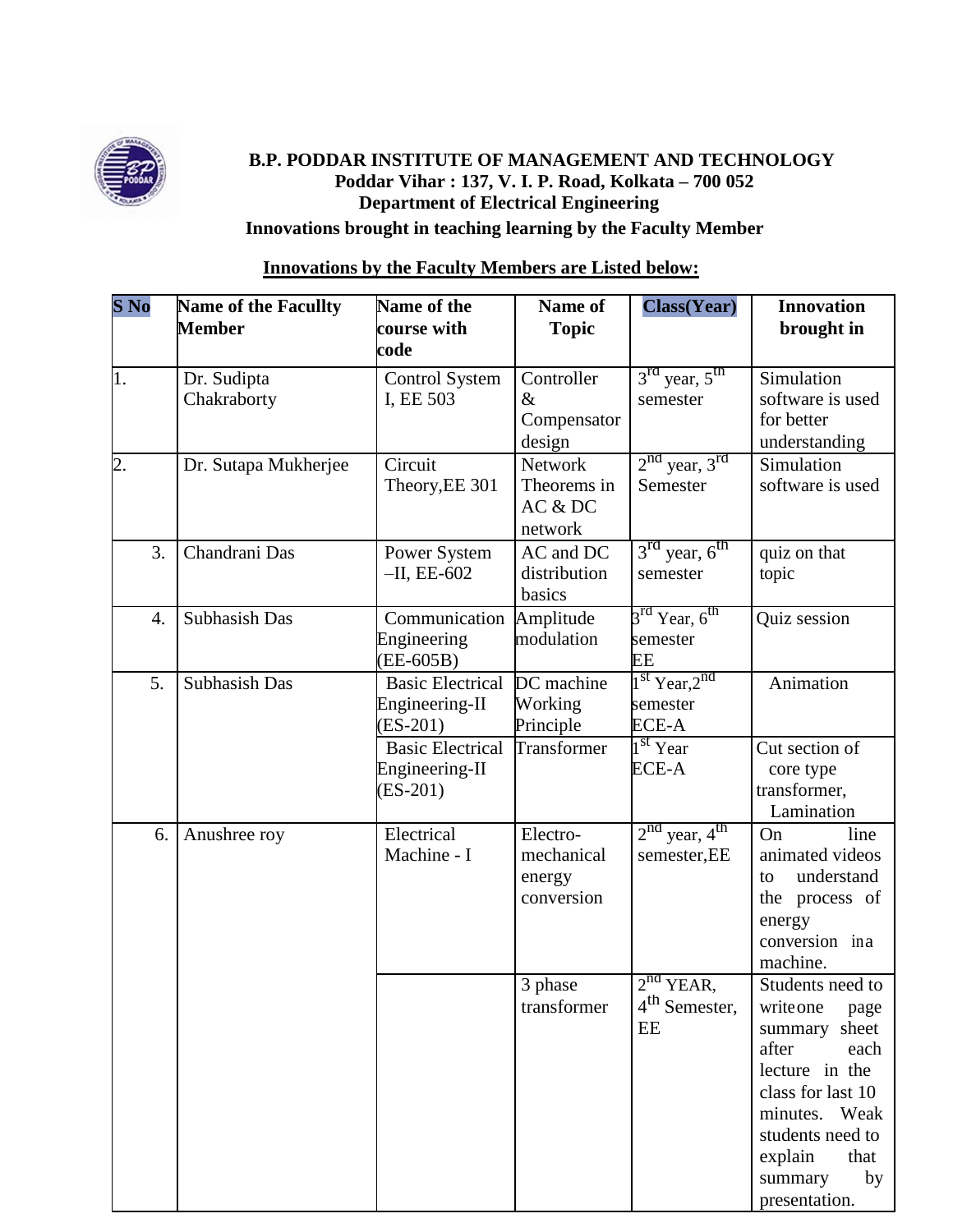**B.P. PODDAR INSTITUTE OF MANAGEMENT AND TECHNOLOGY**
**Poddar Vihar : 137, V. I. P. Road, Kolkata – 700 052**
**Department of Electrical Engineering**
**Innovations brought in teaching learning by the Faculty Member**

**Innovations by the Faculty Members are Listed below:**

| S No | Name of the Facullty Member | Name of the course with code | Name of Topic | Class(Year) | Innovation brought in |
|---|---|---|---|---|---|
| 1. | Dr. Sudipta Chakraborty | Control System I, EE 503 | Controller & Compensator design | 3rd year, 5th semester | Simulation software is used for better understanding |
| 2. | Dr. Sutapa Mukherjee | Circuit Theory,EE 301 | Network Theorems in AC & DC network | 2nd year, 3rd Semester | Simulation software is used |
| 3. | Chandrani Das | Power System –II, EE-602 | AC and DC distribution basics | 3rd year, 6th semester | quiz on that topic |
| 4. | Subhasish Das | Communication Engineering (EE-605B) | Amplitude modulation | 3rd Year, 6th semester EE | Quiz session |
| 5. | Subhasish Das | Basic Electrical Engineering-II (ES-201) | DC machine Working Principle | 1st Year,2nd semester ECE-A | Animation |
| | | Basic Electrical Engineering-II (ES-201) | Transformer | 1st Year ECE-A | Cut section of core type transformer, Lamination |
| 6. | Anushree roy | Electrical Machine - I | Electro-mechanical energy conversion | 2nd year, 4th semester,EE | On line animated videos to understand the process of energy conversion ina machine. |
| | | | 3 phase transformer | 2nd YEAR, 4th Semester, EE | Students need to writeone page summary sheet after each lecture in the class for last 10 minutes. Weak students need to explain that summary by presentation. |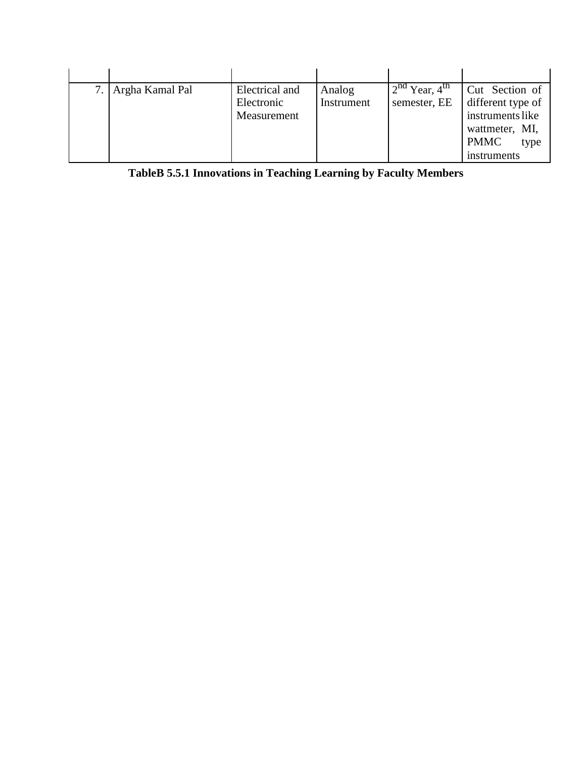| | | | | | |
|---|---|---|---|---|---|
| | | | | | |
| 7. | Argha Kamal Pal | Electrical and Electronic Measurement | Analog Instrument | $2^{nd}$ Year, $4^{th}$ semester, EE | Cut Section of different type of instruments like wattmeter, MI, PMMC type instruments |

**TableB 5.5.1 Innovations in Teaching Learning by Faculty Members**